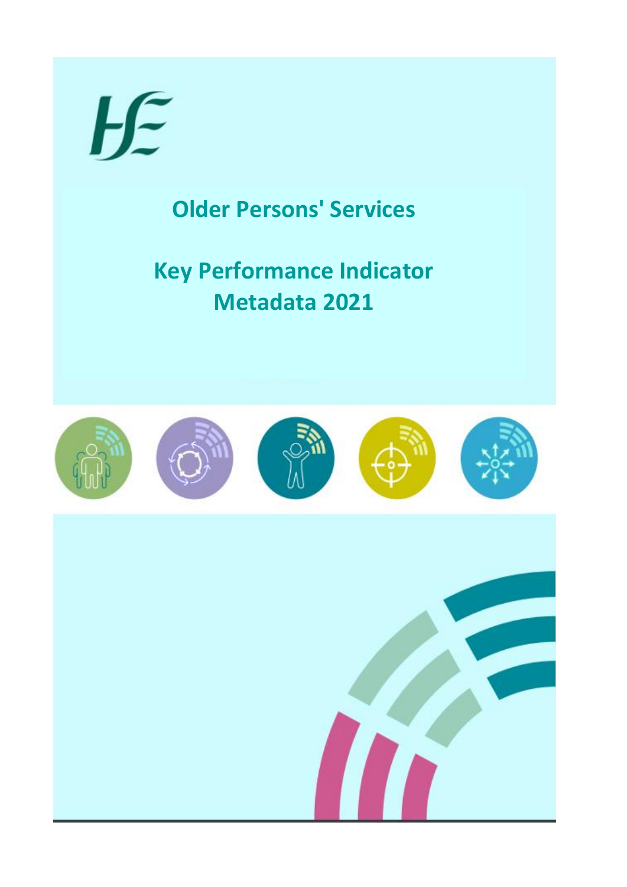# Older Persons' Services

# Key Performance Indicator Metadata 2021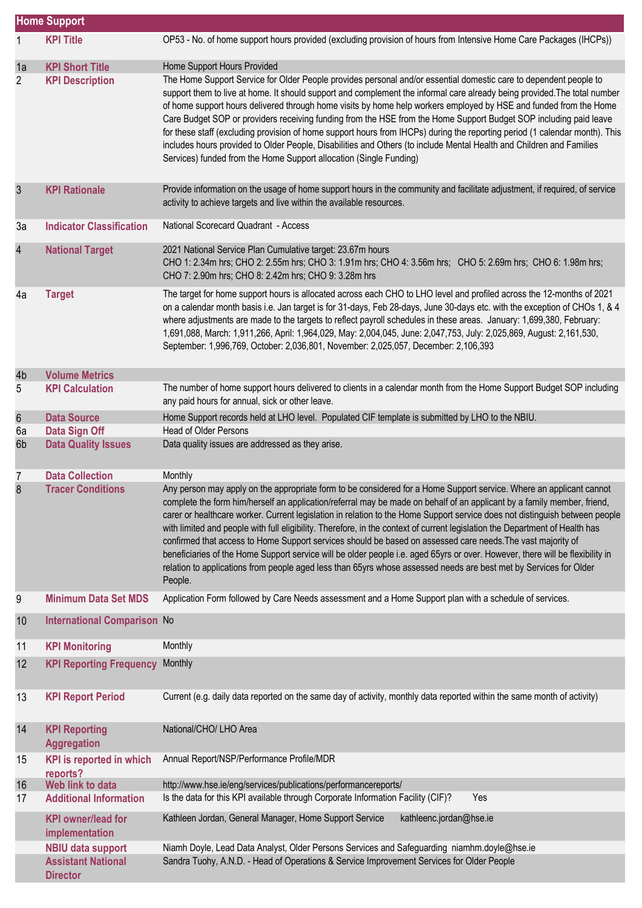| Home Support | | |
|---|---|---|
| 1 | **KPI Title** | OP53 - No. of home support hours provided (excluding provision of hours from Intensive Home Care Packages (IHCPs)) |
| 1a | **KPI Short Title** | Home Support Hours Provided |
| 2 | **KPI Description** | The Home Support Service for Older People provides personal and/or essential domestic care to dependent people to support them to live at home. It should support and complement the informal care already being provided.The total number of home support hours delivered through home visits by home help workers employed by HSE and funded from the Home Care Budget SOP or providers receiving funding from the HSE from the Home Support Budget SOP including paid leave for these staff (excluding provision of home support hours from IHCPs) during the reporting period (1 calendar month). This includes hours provided to Older People, Disabilities and Others (to include Mental Health and Children and Families Services) funded from the Home Support allocation (Single Funding) |
| 3 | **KPI Rationale** | Provide information on the usage of home support hours in the community and facilitate adjustment, if required, of service activity to achieve targets and live within the available resources. |
| 3a | **Indicator Classification** | National Scorecard Quadrant - Access |
| 4 | **National Target** | 2021 National Service Plan Cumulative target: 23.67m hours<br>CHO 1: 2.34m hrs; CHO 2: 2.55m hrs; CHO 3: 1.91m hrs; CHO 4: 3.56m hrs; CHO 5: 2.69m hrs; CHO 6: 1.98m hrs; CHO 7: 2.90m hrs; CHO 8: 2.42m hrs; CHO 9: 3.28m hrs |
| 4a | **Target** | The target for home support hours is allocated across each CHO to LHO level and profiled across the 12-months of 2021 on a calendar month basis i.e. Jan target is for 31-days, Feb 28-days, June 30-days etc. with the exception of CHOs 1, & 4 where adjustments are made to the targets to reflect payroll schedules in these areas. January: 1,699,380, February: 1,691,088, March: 1,911,266, April: 1,964,029, May: 2,004,045, June: 2,047,753, July: 2,025,869, August: 2,161,530, September: 1,996,769, October: 2,036,801, November: 2,025,057, December: 2,106,393 |
| 4b | **Volume Metrics** | |
| 5 | **KPI Calculation** | The number of home support hours delivered to clients in a calendar month from the Home Support Budget SOP including any paid hours for annual, sick or other leave. |
| 6 | **Data Source** | Home Support records held at LHO level. Populated CIF template is submitted by LHO to the NBIU. |
| 6a | **Data Sign Off** | Head of Older Persons |
| 6b | **Data Quality Issues** | Data quality issues are addressed as they arise. |
| 7 | **Data Collection** | Monthly |
| 8 | **Tracer Conditions** | Any person may apply on the appropriate form to be considered for a Home Support service. Where an applicant cannot complete the form him/herself an application/referral may be made on behalf of an applicant by a family member, friend, carer or healthcare worker. Current legislation in relation to the Home Support service does not distinguish between people with limited and people with full eligibility. Therefore, in the context of current legislation the Department of Health has confirmed that access to Home Support services should be based on assessed care needs.The vast majority of beneficiaries of the Home Support service will be older people i.e. aged 65yrs or over. However, there will be flexibility in relation to applications from people aged less than 65yrs whose assessed needs are best met by Services for Older People. |
| 9 | **Minimum Data Set MDS** | Application Form followed by Care Needs assessment and a Home Support plan with a schedule of services. |
| 10 | **International Comparison** | No |
| 11 | **KPI Monitoring** | Monthly |
| 12 | **KPI Reporting Frequency** | Monthly |
| 13 | **KPI Report Period** | Current (e.g. daily data reported on the same day of activity, monthly data reported within the same month of activity) |
| 14 | **KPI Reporting Aggregation** | National/CHO/ LHO Area |
| 15 | **KPI is reported in which reports?** | Annual Report/NSP/Performance Profile/MDR |
| 16 | **Web link to data** | http://www.hse.ie/eng/services/publications/performancereports/ |
| 17 | **Additional Information** | Is the data for this KPI available through Corporate Information Facility (CIF)? Yes |
| | **KPI owner/lead for implementation** | Kathleen Jordan, General Manager, Home Support Service kathleenc.jordan@hse.ie |
| | **NBIU data support** | Niamh Doyle, Lead Data Analyst, Older Persons Services and Safeguarding niamhm.doyle@hse.ie |
| | **Assistant National Director** | Sandra Tuohy, A.N.D. - Head of Operations & Service Improvement Services for Older People |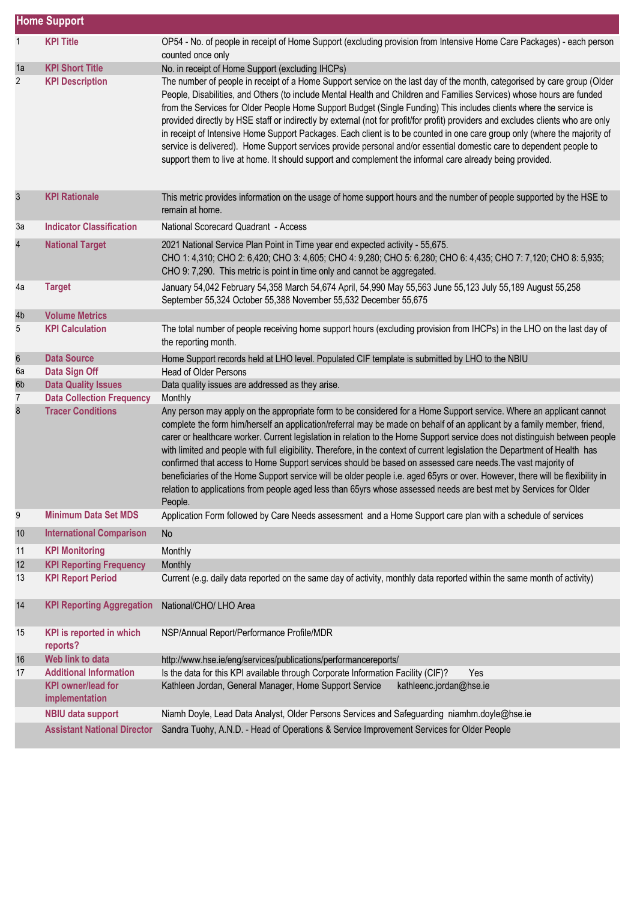| Home Support | | |
|---|---|---|
| 1 | **KPI Title** | OP54 - No. of people in receipt of Home Support (excluding provision from Intensive Home Care Packages) - each person counted once only |
| 1a | **KPI Short Title** | No. in receipt of Home Support (excluding IHCPs) |
| 2 | **KPI Description** | The number of people in receipt of a Home Support service on the last day of the month, categorised by care group (Older People, Disabilities, and Others (to include Mental Health and Children and Families Services) whose hours are funded from the Services for Older People Home Support Budget (Single Funding) This includes clients where the service is provided directly by HSE staff or indirectly by external (not for profit/for profit) providers and excludes clients who are only in receipt of Intensive Home Support Packages. Each client is to be counted in one care group only (where the majority of service is delivered). Home Support services provide personal and/or essential domestic care to dependent people to support them to live at home. It should support and complement the informal care already being provided. |
| 3 | **KPI Rationale** | This metric provides information on the usage of home support hours and the number of people supported by the HSE to remain at home. |
| 3a | **Indicator Classification** | National Scorecard Quadrant - Access |
| 4 | **National Target** | 2021 National Service Plan Point in Time year end expected activity - 55,675.<br>CHO 1: 4,310; CHO 2: 6,420; CHO 3: 4,605; CHO 4: 9,280; CHO 5: 6,280; CHO 6: 4,435; CHO 7: 7,120; CHO 8: 5,935; CHO 9: 7,290. This metric is point in time only and cannot be aggregated. |
| 4a | **Target** | January 54,042 February 54,358 March 54,674 April, 54,990 May 55,563 June 55,123 July 55,189 August 55,258 September 55,324 October 55,388 November 55,532 December 55,675 |
| 4b | **Volume Metrics** | |
| 5 | **KPI Calculation** | The total number of people receiving home support hours (excluding provision from IHCPs) in the LHO on the last day of the reporting month. |
| 6 | **Data Source** | Home Support records held at LHO level. Populated CIF template is submitted by LHO to the NBIU |
| 6a | **Data Sign Off** | Head of Older Persons |
| 6b | **Data Quality Issues** | Data quality issues are addressed as they arise. |
| 7 | **Data Collection Frequency** | Monthly |
| 8 | **Tracer Conditions** | Any person may apply on the appropriate form to be considered for a Home Support service. Where an applicant cannot complete the form him/herself an application/referral may be made on behalf of an applicant by a family member, friend, carer or healthcare worker. Current legislation in relation to the Home Support service does not distinguish between people with limited and people with full eligibility. Therefore, in the context of current legislation the Department of Health has confirmed that access to Home Support services should be based on assessed care needs.The vast majority of beneficiaries of the Home Support service will be older people i.e. aged 65yrs or over. However, there will be flexibility in relation to applications from people aged less than 65yrs whose assessed needs are best met by Services for Older People. |
| 9 | **Minimum Data Set MDS** | Application Form followed by Care Needs assessment and a Home Support care plan with a schedule of services |
| 10 | **International Comparison** | No |
| 11 | **KPI Monitoring** | Monthly |
| 12 | **KPI Reporting Frequency** | Monthly |
| 13 | **KPI Report Period** | Current (e.g. daily data reported on the same day of activity, monthly data reported within the same month of activity) |
| 14 | **KPI Reporting Aggregation** | National/CHO/ LHO Area |
| 15 | **KPI is reported in which reports?** | NSP/Annual Report/Performance Profile/MDR |
| 16 | **Web link to data** | http://www.hse.ie/eng/services/publications/performancereports/ |
| 17 | **Additional Information** | Is the data for this KPI available through Corporate Information Facility (CIF)? Yes |
| | **KPI owner/lead for implementation** | Kathleen Jordan, General Manager, Home Support Service kathleenc.jordan@hse.ie |
| | **NBIU data support** | Niamh Doyle, Lead Data Analyst, Older Persons Services and Safeguarding niamhm.doyle@hse.ie |
| | **Assistant National Director** | Sandra Tuohy, A.N.D. - Head of Operations & Service Improvement Services for Older People |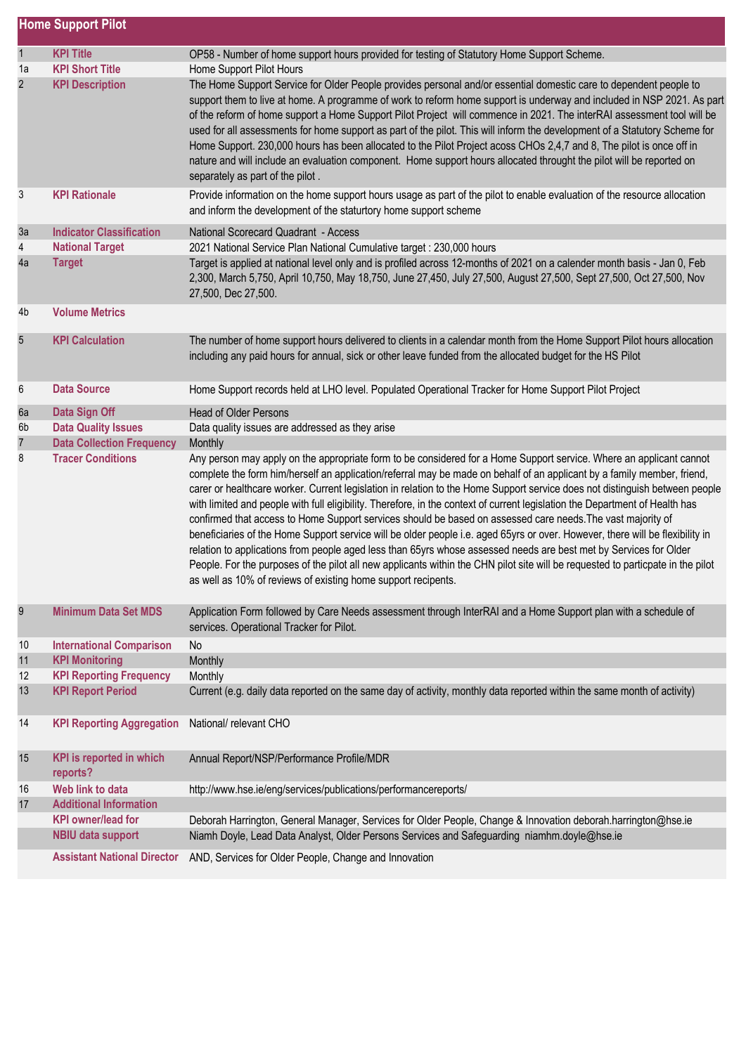# Home Support Pilot

| | | |
|---|---|---|
| 1 | **KPI Title** | OP58 - Number of home support hours provided for testing of Statutory Home Support Scheme. |
| 1a | **KPI Short Title** | Home Support Pilot Hours |
| 2 | **KPI Description** | The Home Support Service for Older People provides personal and/or essential domestic care to dependent people to support them to live at home. A programme of work to reform home support is underway and included in NSP 2021. As part of the reform of home support a Home Support Pilot Project will commence in 2021. The interRAI assessment tool will be used for all assessments for home support as part of the pilot. This will inform the development of a Statutory Scheme for Home Support. 230,000 hours has been allocated to the Pilot Project acoss CHOs 2,4,7 and 8, The pilot is once off in nature and will include an evaluation component. Home support hours allocated throught the pilot will be reported on separately as part of the pilot . |
| 3 | **KPI Rationale** | Provide information on the home support hours usage as part of the pilot to enable evaluation of the resource allocation and inform the development of the staturtory home support scheme |
| 3a | **Indicator Classification** | National Scorecard Quadrant - Access |
| 4 | **National Target** | 2021 National Service Plan National Cumulative target : 230,000 hours |
| 4a | **Target** | Target is applied at national level only and is profiled across 12-months of 2021 on a calender month basis - Jan 0, Feb 2,300, March 5,750, April 10,750, May 18,750, June 27,450, July 27,500, August 27,500, Sept 27,500, Oct 27,500, Nov 27,500, Dec 27,500. |
| 4b | **Volume Metrics** | |
| 5 | **KPI Calculation** | The number of home support hours delivered to clients in a calendar month from the Home Support Pilot hours allocation including any paid hours for annual, sick or other leave funded from the allocated budget for the HS Pilot |
| 6 | **Data Source** | Home Support records held at LHO level. Populated Operational Tracker for Home Support Pilot Project |
| 6a | **Data Sign Off** | Head of Older Persons |
| 6b | **Data Quality Issues** | Data quality issues are addressed as they arise |
| 7 | **Data Collection Frequency** | Monthly |
| 8 | **Tracer Conditions** | Any person may apply on the appropriate form to be considered for a Home Support service. Where an applicant cannot complete the form him/herself an application/referral may be made on behalf of an applicant by a family member, friend, carer or healthcare worker. Current legislation in relation to the Home Support service does not distinguish between people with limited and people with full eligibility. Therefore, in the context of current legislation the Department of Health has confirmed that access to Home Support services should be based on assessed care needs.The vast majority of beneficiaries of the Home Support service will be older people i.e. aged 65yrs or over. However, there will be flexibility in relation to applications from people aged less than 65yrs whose assessed needs are best met by Services for Older People. For the purposes of the pilot all new applicants within the CHN pilot site will be requested to particpate in the pilot as well as 10% of reviews of existing home support recipents. |
| 9 | **Minimum Data Set MDS** | Application Form followed by Care Needs assessment through InterRAI and a Home Support plan with a schedule of services. Operational Tracker for Pilot. |
| 10 | **International Comparison** | No |
| 11 | **KPI Monitoring** | Monthly |
| 12 | **KPI Reporting Frequency** | Monthly |
| 13 | **KPI Report Period** | Current (e.g. daily data reported on the same day of activity, monthly data reported within the same month of activity) |
| 14 | **KPI Reporting Aggregation** | National/ relevant CHO |
| 15 | **KPI is reported in which reports?** | Annual Report/NSP/Performance Profile/MDR |
| 16 | **Web link to data** | http://www.hse.ie/eng/services/publications/performancereports/ |
| 17 | **Additional Information** | |
| | **KPI owner/lead for** | Deborah Harrington, General Manager, Services for Older People, Change & Innovation deborah.harrington@hse.ie |
| | **NBIU data support** | Niamh Doyle, Lead Data Analyst, Older Persons Services and Safeguarding niamhm.doyle@hse.ie |
| | **Assistant National Director** | AND, Services for Older People, Change and Innovation |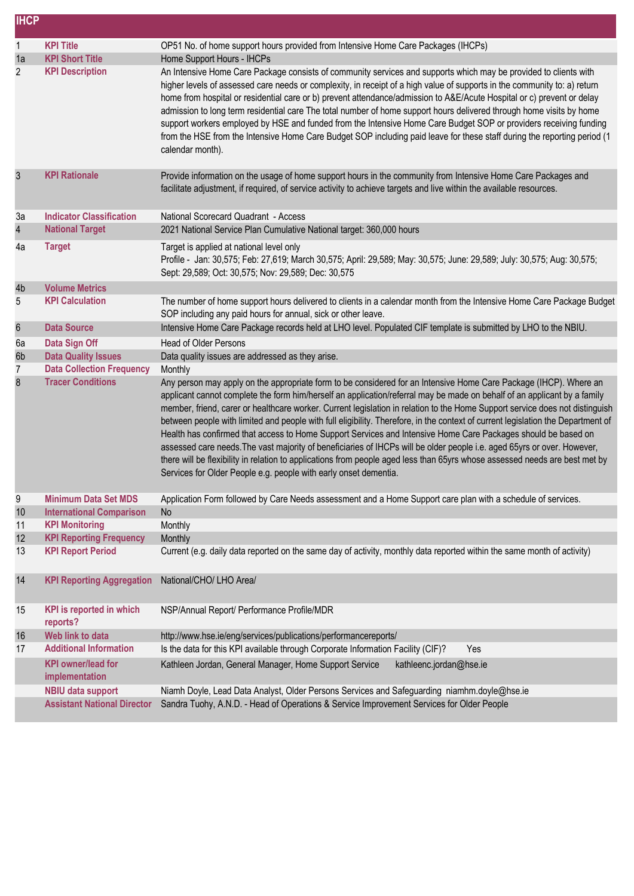| IHCP | | |
|---|---|---|
| 1 | KPI Title | OP51 No. of home support hours provided from Intensive Home Care Packages (IHCPs) |
| 1a | KPI Short Title | Home Support Hours - IHCPs |
| 2 | KPI Description | An Intensive Home Care Package consists of community services and supports which may be provided to clients with higher levels of assessed care needs or complexity, in receipt of a high value of supports in the community to: a) return home from hospital or residential care or b) prevent attendance/admission to A&E/Acute Hospital or c) prevent or delay admission to long term residential care The total number of home support hours delivered through home visits by home support workers employed by HSE and funded from the Intensive Home Care Budget SOP or providers receiving funding from the HSE from the Intensive Home Care Budget SOP including paid leave for these staff during the reporting period (1 calendar month). |
| 3 | KPI Rationale | Provide information on the usage of home support hours in the community from Intensive Home Care Packages and facilitate adjustment, if required, of service activity to achieve targets and live within the available resources. |
| 3a | Indicator Classification | National Scorecard Quadrant - Access |
| 4 | National Target | 2021 National Service Plan Cumulative National target: 360,000 hours |
| 4a | Target | Target is applied at national level only<br>Profile - Jan: 30,575; Feb: 27,619; March 30,575; April: 29,589; May: 30,575; June: 29,589; July: 30,575; Aug: 30,575; Sept: 29,589; Oct: 30,575; Nov: 29,589; Dec: 30,575 |
| 4b | Volume Metrics | |
| 5 | KPI Calculation | The number of home support hours delivered to clients in a calendar month from the Intensive Home Care Package Budget SOP including any paid hours for annual, sick or other leave. |
| 6 | Data Source | Intensive Home Care Package records held at LHO level. Populated CIF template is submitted by LHO to the NBIU. |
| 6a | Data Sign Off | Head of Older Persons |
| 6b | Data Quality Issues | Data quality issues are addressed as they arise. |
| 7 | Data Collection Frequency | Monthly |
| 8 | Tracer Conditions | Any person may apply on the appropriate form to be considered for an Intensive Home Care Package (IHCP). Where an applicant cannot complete the form him/herself an application/referral may be made on behalf of an applicant by a family member, friend, carer or healthcare worker. Current legislation in relation to the Home Support service does not distinguish between people with limited and people with full eligibility. Therefore, in the context of current legislation the Department of Health has confirmed that access to Home Support Services and Intensive Home Care Packages should be based on assessed care needs.The vast majority of beneficiaries of IHCPs will be older people i.e. aged 65yrs or over. However, there will be flexibility in relation to applications from people aged less than 65yrs whose assessed needs are best met by Services for Older People e.g. people with early onset dementia. |
| 9 | Minimum Data Set MDS | Application Form followed by Care Needs assessment and a Home Support care plan with a schedule of services. |
| 10 | International Comparison | No |
| 11 | KPI Monitoring | Monthly |
| 12 | KPI Reporting Frequency | Monthly |
| 13 | KPI Report Period | Current (e.g. daily data reported on the same day of activity, monthly data reported within the same month of activity) |
| 14 | KPI Reporting Aggregation | National/CHO/ LHO Area/ |
| 15 | KPI is reported in which reports? | NSP/Annual Report/ Performance Profile/MDR |
| 16 | Web link to data | http://www.hse.ie/eng/services/publications/performancereports/ |
| 17 | Additional Information | Is the data for this KPI available through Corporate Information Facility (CIF)? Yes |
| | KPI owner/lead for implementation | Kathleen Jordan, General Manager, Home Support Service kathleenc.jordan@hse.ie |
| | NBIU data support | Niamh Doyle, Lead Data Analyst, Older Persons Services and Safeguarding niamhm.doyle@hse.ie |
| | Assistant National Director | Sandra Tuohy, A.N.D. - Head of Operations & Service Improvement Services for Older People |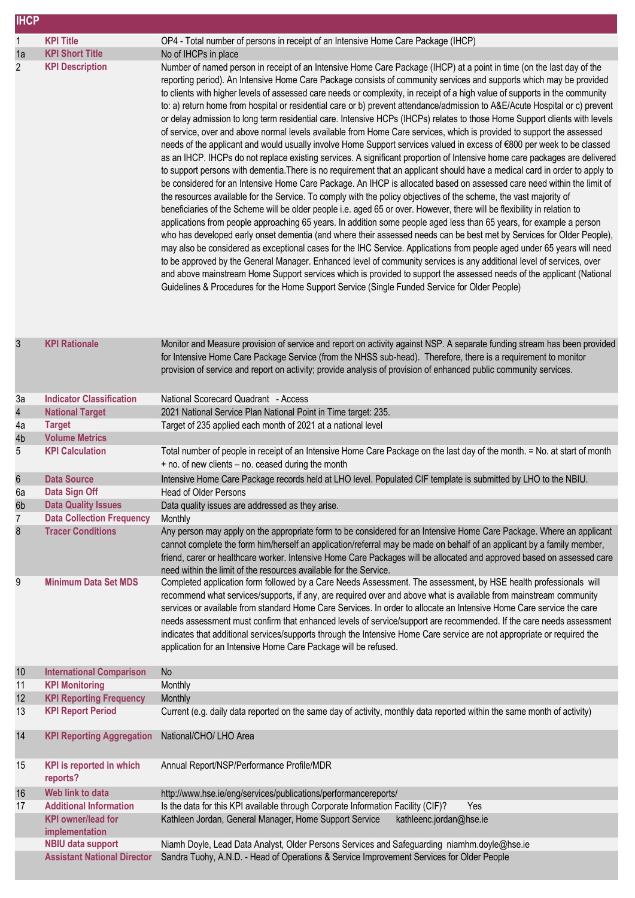| IHCP | | |
|---|---|---|
| 1 | **KPI Title** | OP4 - Total number of persons in receipt of an Intensive Home Care Package (IHCP) |
| 1a | **KPI Short Title** | No of IHCPs in place |
| 2 | **KPI Description** | Number of named person in receipt of an Intensive Home Care Package (IHCP) at a point in time (on the last day of the reporting period). An Intensive Home Care Package consists of community services and supports which may be provided to clients with higher levels of assessed care needs or complexity, in receipt of a high value of supports in the community to: a) return home from hospital or residential care or b) prevent attendance/admission to A&E/Acute Hospital or c) prevent or delay admission to long term residential care. Intensive HCPs (IHCPs) relates to those Home Support clients with levels of service, over and above normal levels available from Home Care services, which is provided to support the assessed needs of the applicant and would usually involve Home Support services valued in excess of €800 per week to be classed as an IHCP. IHCPs do not replace existing services. A significant proportion of Intensive home care packages are delivered to support persons with dementia.There is no requirement that an applicant should have a medical card in order to apply to be considered for an Intensive Home Care Package. An IHCP is allocated based on assessed care need within the limit of the resources available for the Service. To comply with the policy objectives of the scheme, the vast majority of beneficiaries of the Scheme will be older people i.e. aged 65 or over. However, there will be flexibility in relation to applications from people approaching 65 years. In addition some people aged less than 65 years, for example a person who has developed early onset dementia (and where their assessed needs can be best met by Services for Older People), may also be considered as exceptional cases for the IHC Service. Applications from people aged under 65 years will need to be approved by the General Manager. Enhanced level of community services is any additional level of services, over and above mainstream Home Support services which is provided to support the assessed needs of the applicant (National Guidelines & Procedures for the Home Support Service (Single Funded Service for Older People) |
| 3 | **KPI Rationale** | Monitor and Measure provision of service and report on activity against NSP. A separate funding stream has been provided for Intensive Home Care Package Service (from the NHSS sub-head). Therefore, there is a requirement to monitor provision of service and report on activity; provide analysis of provision of enhanced public community services. |
| 3a | **Indicator Classification** | National Scorecard Quadrant - Access |
| 4 | **National Target** | 2021 National Service Plan National Point in Time target: 235. |
| 4a | **Target** | Target of 235 applied each month of 2021 at a national level |
| 4b | **Volume Metrics** | |
| 5 | **KPI Calculation** | Total number of people in receipt of an Intensive Home Care Package on the last day of the month. = No. at start of month + no. of new clients – no. ceased during the month |
| 6 | **Data Source** | Intensive Home Care Package records held at LHO level. Populated CIF template is submitted by LHO to the NBIU. |
| 6a | **Data Sign Off** | Head of Older Persons |
| 6b | **Data Quality Issues** | Data quality issues are addressed as they arise. |
| 7 | **Data Collection Frequency** | Monthly |
| 8 | **Tracer Conditions** | Any person may apply on the appropriate form to be considered for an Intensive Home Care Package. Where an applicant cannot complete the form him/herself an application/referral may be made on behalf of an applicant by a family member, friend, carer or healthcare worker. Intensive Home Care Packages will be allocated and approved based on assessed care need within the limit of the resources available for the Service. |
| 9 | **Minimum Data Set MDS** | Completed application form followed by a Care Needs Assessment. The assessment, by HSE health professionals will recommend what services/supports, if any, are required over and above what is available from mainstream community services or available from standard Home Care Services. In order to allocate an Intensive Home Care service the care needs assessment must confirm that enhanced levels of service/support are recommended. If the care needs assessment indicates that additional services/supports through the Intensive Home Care service are not appropriate or required the application for an Intensive Home Care Package will be refused. |
| 10 | **International Comparison** | No |
| 11 | **KPI Monitoring** | Monthly |
| 12 | **KPI Reporting Frequency** | Monthly |
| 13 | **KPI Report Period** | Current (e.g. daily data reported on the same day of activity, monthly data reported within the same month of activity) |
| 14 | **KPI Reporting Aggregation** | National/CHO/ LHO Area |
| 15 | **KPI is reported in which reports?** | Annual Report/NSP/Performance Profile/MDR |
| 16 | **Web link to data** | http://www.hse.ie/eng/services/publications/performancereports/ |
| 17 | **Additional Information** | Is the data for this KPI available through Corporate Information Facility (CIF)? Yes |
| | **KPI owner/lead for implementation** | Kathleen Jordan, General Manager, Home Support Service kathleenc.jordan@hse.ie |
| | **NBIU data support** | Niamh Doyle, Lead Data Analyst, Older Persons Services and Safeguarding niamhm.doyle@hse.ie |
| | **Assistant National Director** | Sandra Tuohy, A.N.D. - Head of Operations & Service Improvement Services for Older People |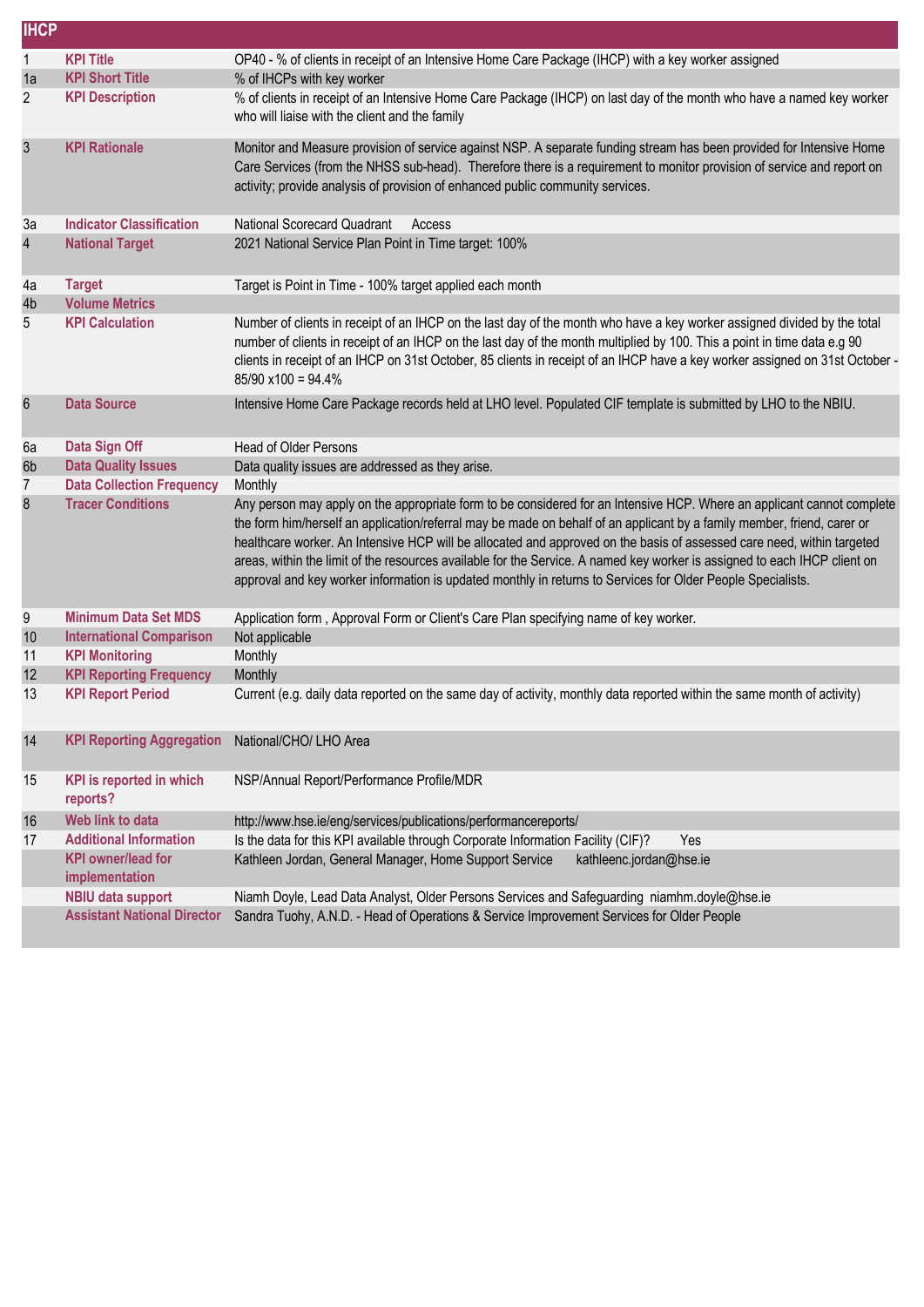## IHCP

| | | |
|---|---|---|
| 1 | **KPI Title** | OP40 - % of clients in receipt of an Intensive Home Care Package (IHCP) with a key worker assigned |
| 1a | **KPI Short Title** | % of IHCPs with key worker |
| 2 | **KPI Description** | % of clients in receipt of an Intensive Home Care Package (IHCP) on last day of the month who have a named key worker who will liaise with the client and the family |
| 3 | **KPI Rationale** | Monitor and Measure provision of service against NSP. A separate funding stream has been provided for Intensive Home Care Services (from the NHSS sub-head). Therefore there is a requirement to monitor provision of service and report on activity; provide analysis of provision of enhanced public community services. |
| 3a | **Indicator Classification** | National Scorecard Quadrant Access |
| 4 | **National Target** | 2021 National Service Plan Point in Time target: 100% |
| 4a | **Target** | Target is Point in Time - 100% target applied each month |
| 4b | **Volume Metrics** | |
| 5 | **KPI Calculation** | Number of clients in receipt of an IHCP on the last day of the month who have a key worker assigned divided by the total number of clients in receipt of an IHCP on the last day of the month multiplied by 100. This a point in time data e.g 90 clients in receipt of an IHCP on 31st October, 85 clients in receipt of an IHCP have a key worker assigned on 31st October - 85/90 x100 = 94.4% |
| 6 | **Data Source** | Intensive Home Care Package records held at LHO level. Populated CIF template is submitted by LHO to the NBIU. |
| 6a | **Data Sign Off** | Head of Older Persons |
| 6b | **Data Quality Issues** | Data quality issues are addressed as they arise. |
| 7 | **Data Collection Frequency** | Monthly |
| 8 | **Tracer Conditions** | Any person may apply on the appropriate form to be considered for an Intensive HCP. Where an applicant cannot complete the form him/herself an application/referral may be made on behalf of an applicant by a family member, friend, carer or healthcare worker. An Intensive HCP will be allocated and approved on the basis of assessed care need, within targeted areas, within the limit of the resources available for the Service. A named key worker is assigned to each IHCP client on approval and key worker information is updated monthly in returns to Services for Older People Specialists. |
| 9 | **Minimum Data Set MDS** | Application form , Approval Form or Client's Care Plan specifying name of key worker. |
| 10 | **International Comparison** | Not applicable |
| 11 | **KPI Monitoring** | Monthly |
| 12 | **KPI Reporting Frequency** | Monthly |
| 13 | **KPI Report Period** | Current (e.g. daily data reported on the same day of activity, monthly data reported within the same month of activity) |
| 14 | **KPI Reporting Aggregation** | National/CHO/ LHO Area |
| 15 | **KPI is reported in which reports?** | NSP/Annual Report/Performance Profile/MDR |
| 16 | **Web link to data** | http://www.hse.ie/eng/services/publications/performancereports/ |
| 17 | **Additional Information** | Is the data for this KPI available through Corporate Information Facility (CIF)? Yes |
| | **KPI owner/lead for implementation** | Kathleen Jordan, General Manager, Home Support Service kathleenc.jordan@hse.ie |
| | **NBIU data support** | Niamh Doyle, Lead Data Analyst, Older Persons Services and Safeguarding niamhm.doyle@hse.ie |
| | **Assistant National Director** | Sandra Tuohy, A.N.D. - Head of Operations & Service Improvement Services for Older People |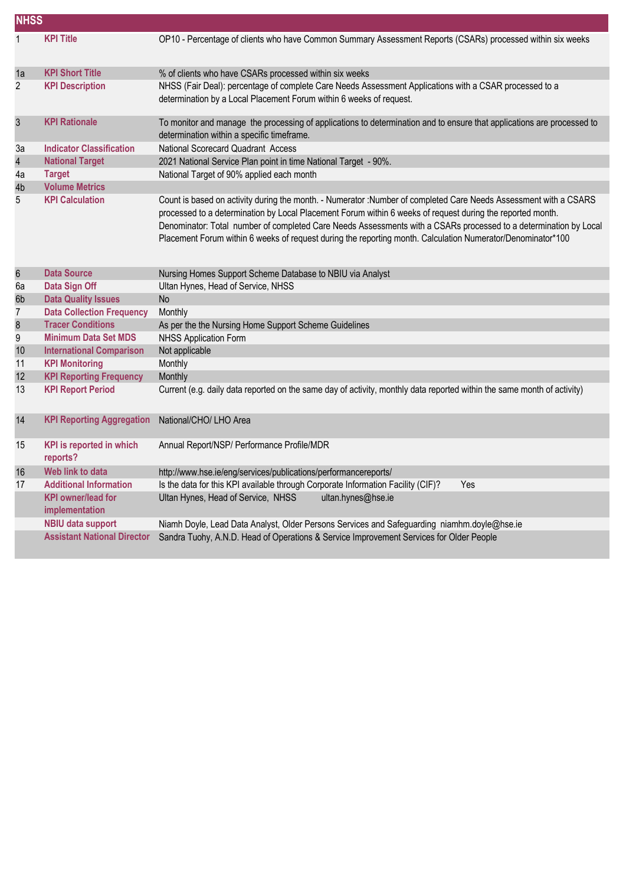| NHSS | | |
|---|---|---|
| 1 | **KPI Title** | OP10 - Percentage of clients who have Common Summary Assessment Reports (CSARs) processed within six weeks |
| 1a | **KPI Short Title** | % of clients who have CSARs processed within six weeks |
| 2 | **KPI Description** | NHSS (Fair Deal): percentage of complete Care Needs Assessment Applications with a CSAR processed to a determination by a Local Placement Forum within 6 weeks of request. |
| 3 | **KPI Rationale** | To monitor and manage the processing of applications to determination and to ensure that applications are processed to determination within a specific timeframe. |
| 3a | **Indicator Classification** | National Scorecard Quadrant Access |
| 4 | **National Target** | 2021 National Service Plan point in time National Target - 90%. |
| 4a | **Target** | National Target of 90% applied each month |
| 4b | **Volume Metrics** | |
| 5 | **KPI Calculation** | Count is based on activity during the month. - Numerator :Number of completed Care Needs Assessment with a CSARS processed to a determination by Local Placement Forum within 6 weeks of request during the reported month. Denominator: Total number of completed Care Needs Assessments with a CSARs processed to a determination by Local Placement Forum within 6 weeks of request during the reporting month. Calculation Numerator/Denominator*100 |
| 6 | **Data Source** | Nursing Homes Support Scheme Database to NBIU via Analyst |
| 6a | **Data Sign Off** | Ultan Hynes, Head of Service, NHSS |
| 6b | **Data Quality Issues** | No |
| 7 | **Data Collection Frequency** | Monthly |
| 8 | **Tracer Conditions** | As per the the Nursing Home Support Scheme Guidelines |
| 9 | **Minimum Data Set MDS** | NHSS Application Form |
| 10 | **International Comparison** | Not applicable |
| 11 | **KPI Monitoring** | Monthly |
| 12 | **KPI Reporting Frequency** | Monthly |
| 13 | **KPI Report Period** | Current (e.g. daily data reported on the same day of activity, monthly data reported within the same month of activity) |
| 14 | **KPI Reporting Aggregation** | National/CHO/ LHO Area |
| 15 | **KPI is reported in which reports?** | Annual Report/NSP/ Performance Profile/MDR |
| 16 | **Web link to data** | http://www.hse.ie/eng/services/publications/performancereports/ |
| 17 | **Additional Information** | Is the data for this KPI available through Corporate Information Facility (CIF)? Yes |
| | **KPI owner/lead for implementation** | Ultan Hynes, Head of Service, NHSS ultan.hynes@hse.ie |
| | **NBIU data support** | Niamh Doyle, Lead Data Analyst, Older Persons Services and Safeguarding niamhm.doyle@hse.ie |
| | **Assistant National Director** | Sandra Tuohy, A.N.D. Head of Operations & Service Improvement Services for Older People |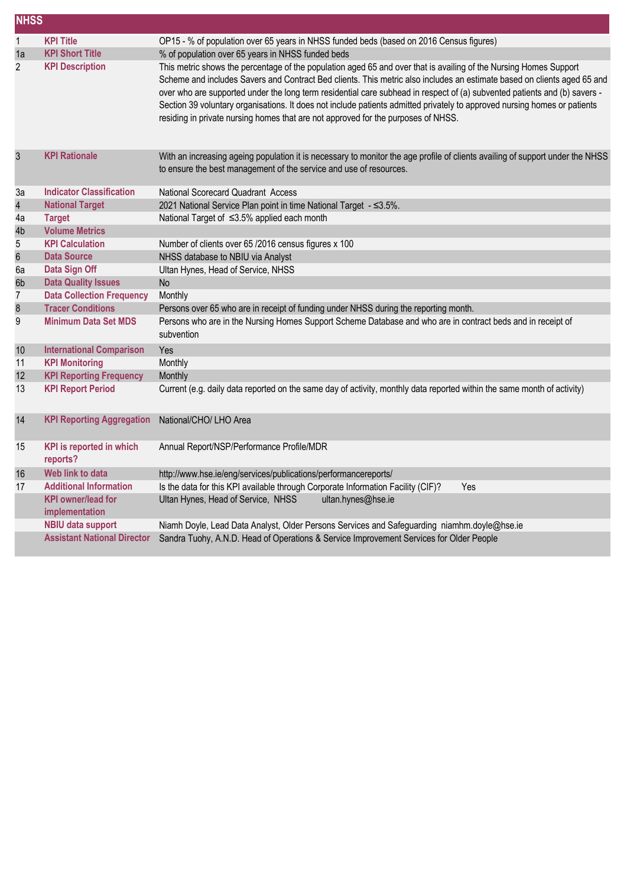## NHSS

| | | |
|---|---|---|
| 1 | **KPI Title** | OP15 - % of population over 65 years in NHSS funded beds (based on 2016 Census figures) |
| 1a | **KPI Short Title** | % of population over 65 years in NHSS funded beds |
| 2 | **KPI Description** | This metric shows the percentage of the population aged 65 and over that is availing of the Nursing Homes Support Scheme and includes Savers and Contract Bed clients. This metric also includes an estimate based on clients aged 65 and over who are supported under the long term residential care subhead in respect of (a) subvented patients and (b) savers - Section 39 voluntary organisations. It does not include patients admitted privately to approved nursing homes or patients residing in private nursing homes that are not approved for the purposes of NHSS. |
| 3 | **KPI Rationale** | With an increasing ageing population it is necessary to monitor the age profile of clients availing of support under the NHSS to ensure the best management of the service and use of resources. |
| 3a | **Indicator Classification** | National Scorecard Quadrant Access |
| 4 | **National Target** | 2021 National Service Plan point in time National Target - ≤3.5%. |
| 4a | **Target** | National Target of ≤3.5% applied each month |
| 4b | **Volume Metrics** | |
| 5 | **KPI Calculation** | Number of clients over 65 /2016 census figures x 100 |
| 6 | **Data Source** | NHSS database to NBIU via Analyst |
| 6a | **Data Sign Off** | Ultan Hynes, Head of Service, NHSS |
| 6b | **Data Quality Issues** | No |
| 7 | **Data Collection Frequency** | Monthly |
| 8 | **Tracer Conditions** | Persons over 65 who are in receipt of funding under NHSS during the reporting month. |
| 9 | **Minimum Data Set MDS** | Persons who are in the Nursing Homes Support Scheme Database and who are in contract beds and in receipt of subvention |
| 10 | **International Comparison** | Yes |
| 11 | **KPI Monitoring** | Monthly |
| 12 | **KPI Reporting Frequency** | Monthly |
| 13 | **KPI Report Period** | Current (e.g. daily data reported on the same day of activity, monthly data reported within the same month of activity) |
| 14 | **KPI Reporting Aggregation** | National/CHO/ LHO Area |
| 15 | **KPI is reported in which reports?** | Annual Report/NSP/Performance Profile/MDR |
| 16 | **Web link to data** | http://www.hse.ie/eng/services/publications/performancereports/ |
| 17 | **Additional Information** | Is the data for this KPI available through Corporate Information Facility (CIF)? Yes |
| | **KPI owner/lead for implementation** | Ultan Hynes, Head of Service, NHSS ultan.hynes@hse.ie |
| | **NBIU data support** | Niamh Doyle, Lead Data Analyst, Older Persons Services and Safeguarding niamhm.doyle@hse.ie |
| | **Assistant National Director** | Sandra Tuohy, A.N.D. Head of Operations & Service Improvement Services for Older People |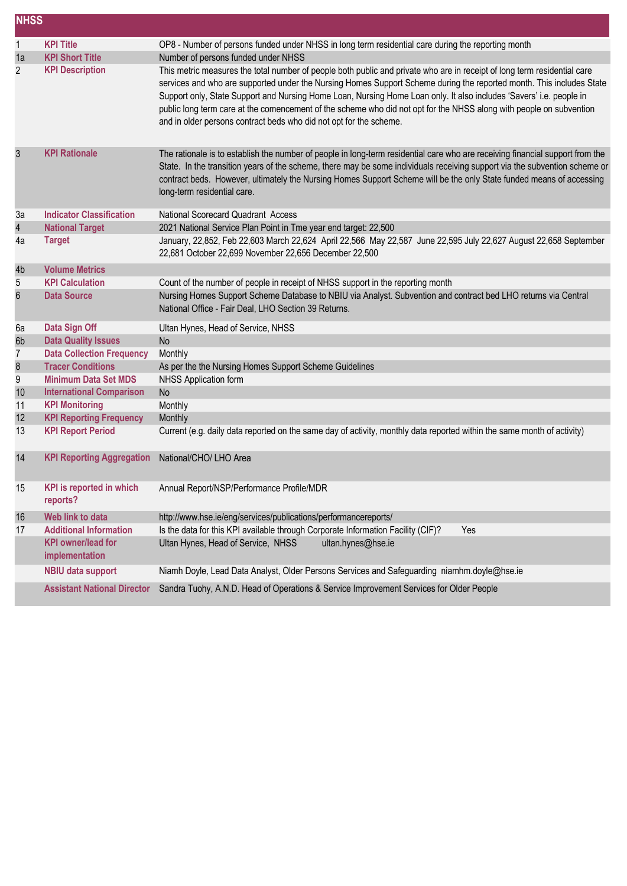## NHSS

| | | |
|---|---|---|
| 1 | **KPI Title** | OP8 - Number of persons funded under NHSS in long term residential care during the reporting month |
| 1a | **KPI Short Title** | Number of persons funded under NHSS |
| 2 | **KPI Description** | This metric measures the total number of people both public and private who are in receipt of long term residential care services and who are supported under the Nursing Homes Support Scheme during the reported month. This includes State Support only, State Support and Nursing Home Loan, Nursing Home Loan only. It also includes 'Savers' i.e. people in public long term care at the comencement of the scheme who did not opt for the NHSS along with people on subvention and in older persons contract beds who did not opt for the scheme. |
| 3 | **KPI Rationale** | The rationale is to establish the number of people in long-term residential care who are receiving financial support from the State. In the transition years of the scheme, there may be some individuals receiving support via the subvention scheme or contract beds. However, ultimately the Nursing Homes Support Scheme will be the only State funded means of accessing long-term residential care. |
| 3a | **Indicator Classification** | National Scorecard Quadrant Access |
| 4 | **National Target** | 2021 National Service Plan Point in Tme year end target: 22,500 |
| 4a | **Target** | January, 22,852, Feb 22,603 March 22,624 April 22,566 May 22,587 June 22,595 July 22,627 August 22,658 September 22,681 October 22,699 November 22,656 December 22,500 |
| 4b | **Volume Metrics** | |
| 5 | **KPI Calculation** | Count of the number of people in receipt of NHSS support in the reporting month |
| 6 | **Data Source** | Nursing Homes Support Scheme Database to NBIU via Analyst. Subvention and contract bed LHO returns via Central National Office - Fair Deal, LHO Section 39 Returns. |
| 6a | **Data Sign Off** | Ultan Hynes, Head of Service, NHSS |
| 6b | **Data Quality Issues** | No |
| 7 | **Data Collection Frequency** | Monthly |
| 8 | **Tracer Conditions** | As per the the Nursing Homes Support Scheme Guidelines |
| 9 | **Minimum Data Set MDS** | NHSS Application form |
| 10 | **International Comparison** | No |
| 11 | **KPI Monitoring** | Monthly |
| 12 | **KPI Reporting Frequency** | Monthly |
| 13 | **KPI Report Period** | Current (e.g. daily data reported on the same day of activity, monthly data reported within the same month of activity) |
| 14 | **KPI Reporting Aggregation** | National/CHO/ LHO Area |
| 15 | **KPI is reported in which reports?** | Annual Report/NSP/Performance Profile/MDR |
| 16 | **Web link to data** | http://www.hse.ie/eng/services/publications/performancereports/ |
| 17 | **Additional Information** | Is the data for this KPI available through Corporate Information Facility (CIF)? Yes |
| | **KPI owner/lead for implementation** | Ultan Hynes, Head of Service, NHSS ultan.hynes@hse.ie |
| | **NBIU data support** | Niamh Doyle, Lead Data Analyst, Older Persons Services and Safeguarding niamhm.doyle@hse.ie |
| | **Assistant National Director** | Sandra Tuohy, A.N.D. Head of Operations & Service Improvement Services for Older People |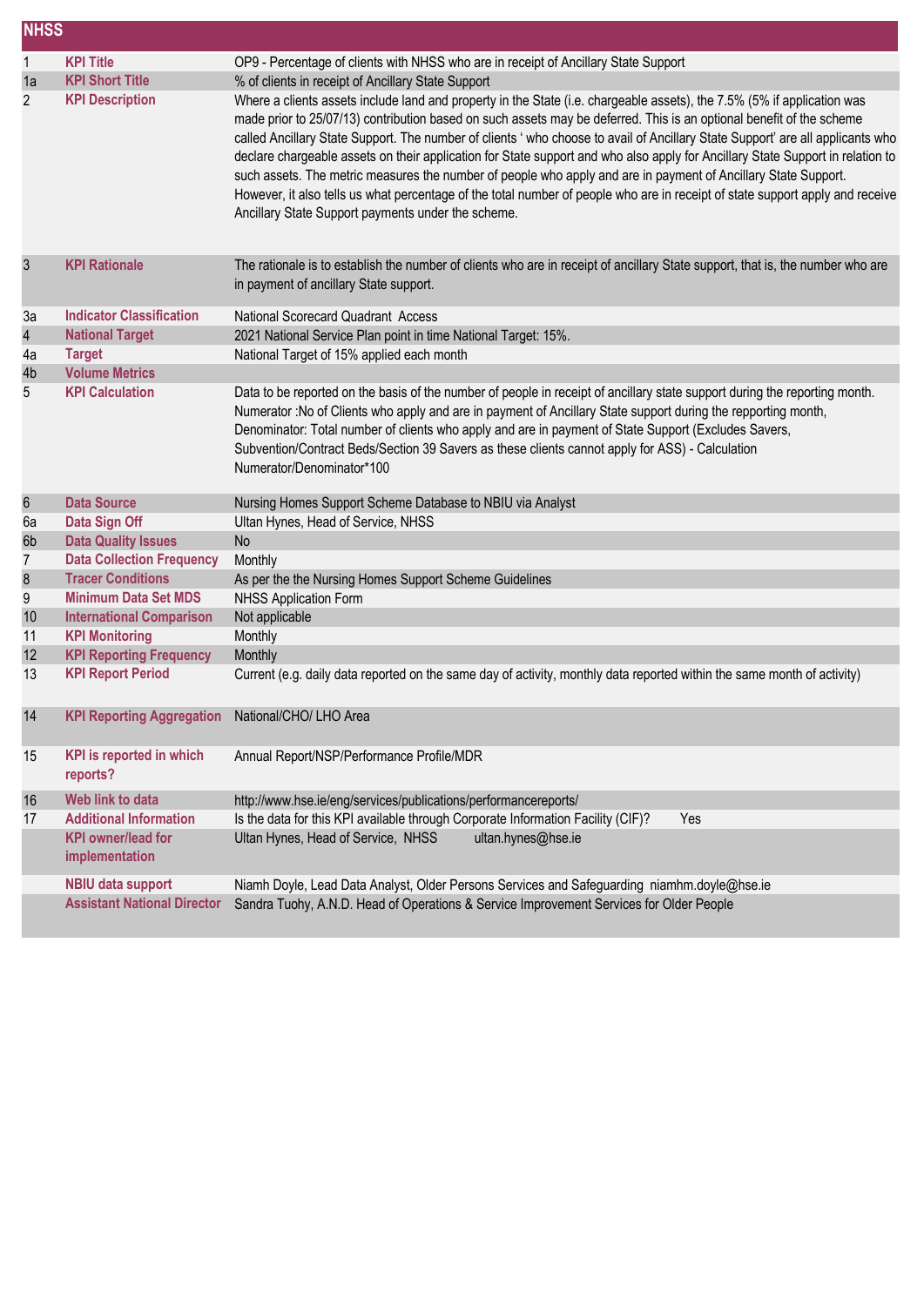## NHSS

| | | |
|---|---|---|
| 1 | **KPI Title** | OP9 - Percentage of clients with NHSS who are in receipt of Ancillary State Support |
| 1a | **KPI Short Title** | % of clients in receipt of Ancillary State Support |
| 2 | **KPI Description** | Where a clients assets include land and property in the State (i.e. chargeable assets), the 7.5% (5% if application was made prior to 25/07/13) contribution based on such assets may be deferred. This is an optional benefit of the scheme called Ancillary State Support. The number of clients ' who choose to avail of Ancillary State Support' are all applicants who declare chargeable assets on their application for State support and who also apply for Ancillary State Support in relation to such assets. The metric measures the number of people who apply and are in payment of Ancillary State Support. However, it also tells us what percentage of the total number of people who are in receipt of state support apply and receive Ancillary State Support payments under the scheme. |
| 3 | **KPI Rationale** | The rationale is to establish the number of clients who are in receipt of ancillary State support, that is, the number who are in payment of ancillary State support. |
| 3a | **Indicator Classification** | National Scorecard Quadrant Access |
| 4 | **National Target** | 2021 National Service Plan point in time National Target: 15%. |
| 4a | **Target** | National Target of 15% applied each month |
| 4b | **Volume Metrics** | |
| 5 | **KPI Calculation** | Data to be reported on the basis of the number of people in receipt of ancillary state support during the reporting month. Numerator :No of Clients who apply and are in payment of Ancillary State support during the repporting month, Denominator: Total number of clients who apply and are in payment of State Support (Excludes Savers, Subvention/Contract Beds/Section 39 Savers as these clients cannot apply for ASS) - Calculation Numerator/Denominator*100 |
| 6 | **Data Source** | Nursing Homes Support Scheme Database to NBIU via Analyst |
| 6a | **Data Sign Off** | Ultan Hynes, Head of Service, NHSS |
| 6b | **Data Quality Issues** | No |
| 7 | **Data Collection Frequency** | Monthly |
| 8 | **Tracer Conditions** | As per the the Nursing Homes Support Scheme Guidelines |
| 9 | **Minimum Data Set MDS** | NHSS Application Form |
| 10 | **International Comparison** | Not applicable |
| 11 | **KPI Monitoring** | Monthly |
| 12 | **KPI Reporting Frequency** | Monthly |
| 13 | **KPI Report Period** | Current (e.g. daily data reported on the same day of activity, monthly data reported within the same month of activity) |
| 14 | **KPI Reporting Aggregation** | National/CHO/ LHO Area |
| 15 | **KPI is reported in which reports?** | Annual Report/NSP/Performance Profile/MDR |
| 16 | **Web link to data** | http://www.hse.ie/eng/services/publications/performancereports/ |
| 17 | **Additional Information** | Is the data for this KPI available through Corporate Information Facility (CIF)? Yes |
| | **KPI owner/lead for implementation** | Ultan Hynes, Head of Service, NHSS ultan.hynes@hse.ie |
| | **NBIU data support** | Niamh Doyle, Lead Data Analyst, Older Persons Services and Safeguarding niamhm.doyle@hse.ie |
| | **Assistant National Director** | Sandra Tuohy, A.N.D. Head of Operations & Service Improvement Services for Older People |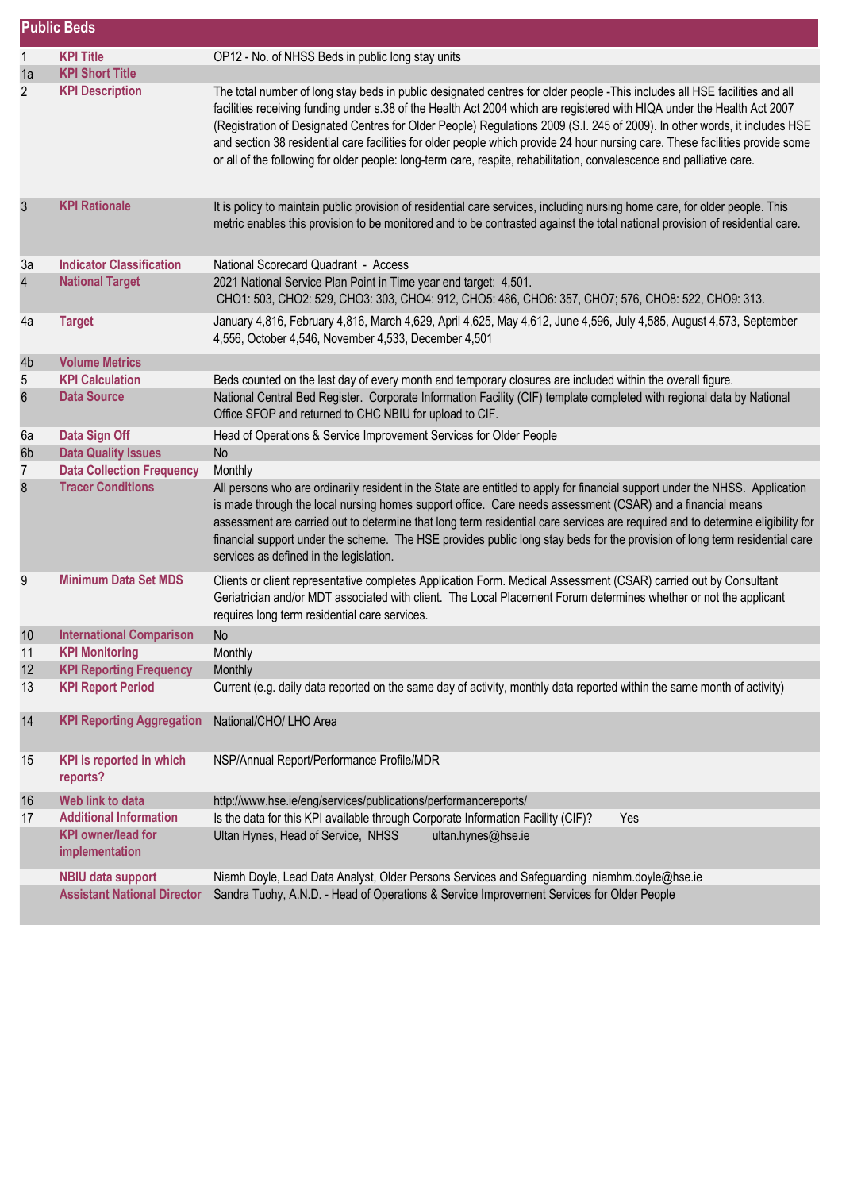## Public Beds

| | | |
|---|---|---|
| 1 | **KPI Title** | OP12 - No. of NHSS Beds in public long stay units |
| 1a | **KPI Short Title** | |
| 2 | **KPI Description** | The total number of long stay beds in public designated centres for older people -This includes all HSE facilities and all facilities receiving funding under s.38 of the Health Act 2004 which are registered with HIQA under the Health Act 2007 (Registration of Designated Centres for Older People) Regulations 2009 (S.I. 245 of 2009). In other words, it includes HSE and section 38 residential care facilities for older people which provide 24 hour nursing care. These facilities provide some or all of the following for older people: long-term care, respite, rehabilitation, convalescence and palliative care. |
| 3 | **KPI Rationale** | It is policy to maintain public provision of residential care services, including nursing home care, for older people. This metric enables this provision to be monitored and to be contrasted against the total national provision of residential care. |
| 3a | **Indicator Classification** | National Scorecard Quadrant - Access |
| 4 | **National Target** | 2021 National Service Plan Point in Time year end target: 4,501. CHO1: 503, CHO2: 529, CHO3: 303, CHO4: 912, CHO5: 486, CHO6: 357, CHO7; 576, CHO8: 522, CHO9: 313. |
| 4a | **Target** | January 4,816, February 4,816, March 4,629, April 4,625, May 4,612, June 4,596, July 4,585, August 4,573, September 4,556, October 4,546, November 4,533, December 4,501 |
| 4b | **Volume Metrics** | |
| 5 | **KPI Calculation** | Beds counted on the last day of every month and temporary closures are included within the overall figure. |
| 6 | **Data Source** | National Central Bed Register. Corporate Information Facility (CIF) template completed with regional data by National Office SFOP and returned to CHC NBIU for upload to CIF. |
| 6a | **Data Sign Off** | Head of Operations & Service Improvement Services for Older People |
| 6b | **Data Quality Issues** | No |
| 7 | **Data Collection Frequency** | Monthly |
| 8 | **Tracer Conditions** | All persons who are ordinarily resident in the State are entitled to apply for financial support under the NHSS. Application is made through the local nursing homes support office. Care needs assessment (CSAR) and a financial means assessment are carried out to determine that long term residential care services are required and to determine eligibility for financial support under the scheme. The HSE provides public long stay beds for the provision of long term residential care services as defined in the legislation. |
| 9 | **Minimum Data Set MDS** | Clients or client representative completes Application Form. Medical Assessment (CSAR) carried out by Consultant Geriatrician and/or MDT associated with client. The Local Placement Forum determines whether or not the applicant requires long term residential care services. |
| 10 | **International Comparison** | No |
| 11 | **KPI Monitoring** | Monthly |
| 12 | **KPI Reporting Frequency** | Monthly |
| 13 | **KPI Report Period** | Current (e.g. daily data reported on the same day of activity, monthly data reported within the same month of activity) |
| 14 | **KPI Reporting Aggregation** | National/CHO/ LHO Area |
| 15 | **KPI is reported in which reports?** | NSP/Annual Report/Performance Profile/MDR |
| 16 | **Web link to data** | http://www.hse.ie/eng/services/publications/performancereports/ |
| 17 | **Additional Information** | Is the data for this KPI available through Corporate Information Facility (CIF)? Yes |
| | **KPI owner/lead for implementation** | Ultan Hynes, Head of Service, NHSS ultan.hynes@hse.ie |
| | **NBIU data support** | Niamh Doyle, Lead Data Analyst, Older Persons Services and Safeguarding niamhm.doyle@hse.ie |
| | **Assistant National Director** | Sandra Tuohy, A.N.D. - Head of Operations & Service Improvement Services for Older People |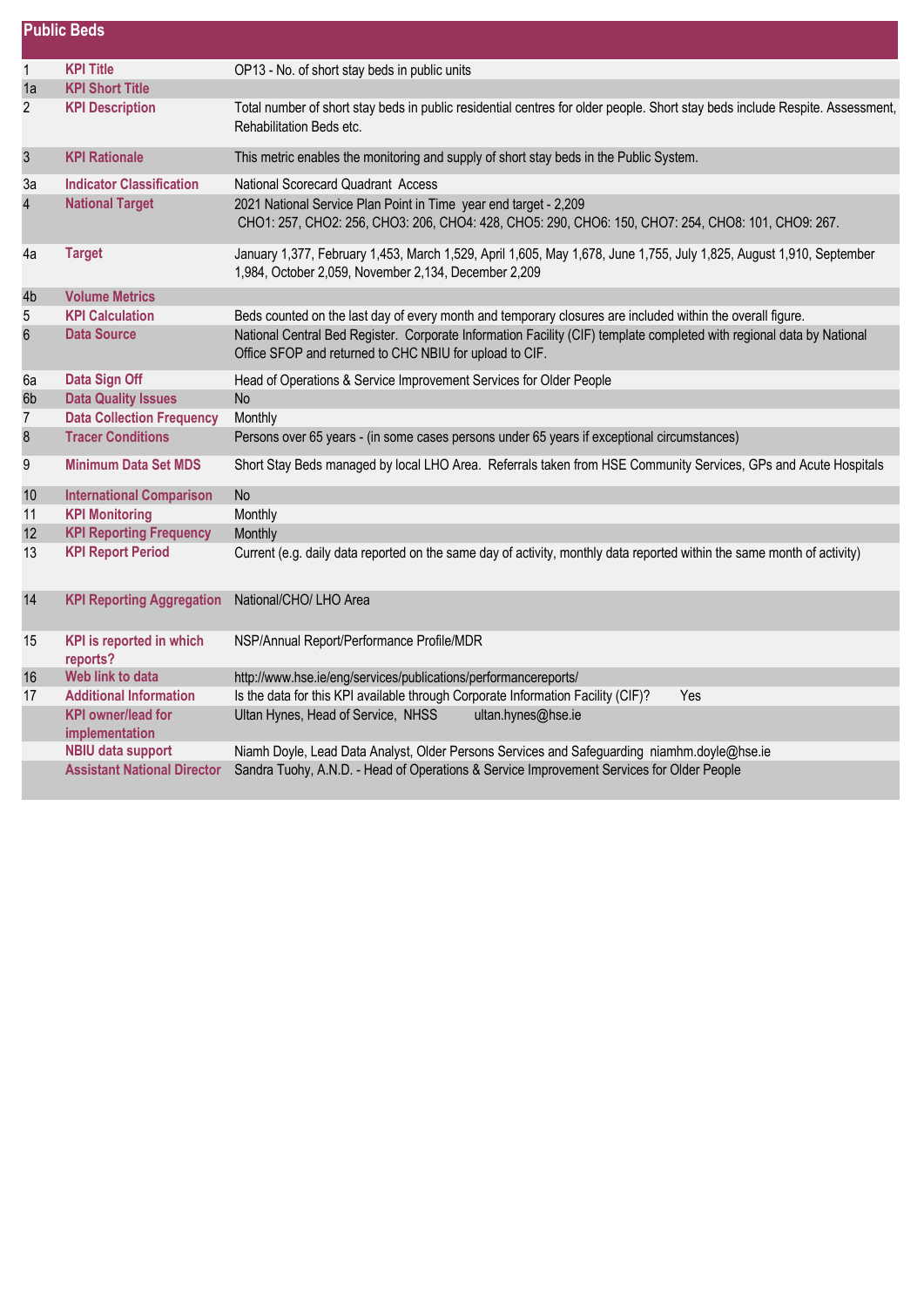## Public Beds

| | | |
|---|---|---|
| 1 | **KPI Title** | OP13 - No. of short stay beds in public units |
| 1a | **KPI Short Title** | |
| 2 | **KPI Description** | Total number of short stay beds in public residential centres for older people. Short stay beds include Respite. Assessment, Rehabilitation Beds etc. |
| 3 | **KPI Rationale** | This metric enables the monitoring and supply of short stay beds in the Public System. |
| 3a | **Indicator Classification** | National Scorecard Quadrant Access |
| 4 | **National Target** | 2021 National Service Plan Point in Time year end target - 2,209<br>CHO1: 257, CHO2: 256, CHO3: 206, CHO4: 428, CHO5: 290, CHO6: 150, CHO7: 254, CHO8: 101, CHO9: 267. |
| 4a | **Target** | January 1,377, February 1,453, March 1,529, April 1,605, May 1,678, June 1,755, July 1,825, August 1,910, September 1,984, October 2,059, November 2,134, December 2,209 |
| 4b | **Volume Metrics** | |
| 5 | **KPI Calculation** | Beds counted on the last day of every month and temporary closures are included within the overall figure. |
| 6 | **Data Source** | National Central Bed Register. Corporate Information Facility (CIF) template completed with regional data by National Office SFOP and returned to CHC NBIU for upload to CIF. |
| 6a | **Data Sign Off** | Head of Operations & Service Improvement Services for Older People |
| 6b | **Data Quality Issues** | No |
| 7 | **Data Collection Frequency** | Monthly |
| 8 | **Tracer Conditions** | Persons over 65 years - (in some cases persons under 65 years if exceptional circumstances) |
| 9 | **Minimum Data Set MDS** | Short Stay Beds managed by local LHO Area. Referrals taken from HSE Community Services, GPs and Acute Hospitals |
| 10 | **International Comparison** | No |
| 11 | **KPI Monitoring** | Monthly |
| 12 | **KPI Reporting Frequency** | Monthly |
| 13 | **KPI Report Period** | Current (e.g. daily data reported on the same day of activity, monthly data reported within the same month of activity) |
| 14 | **KPI Reporting Aggregation** | National/CHO/ LHO Area |
| 15 | **KPI is reported in which reports?** | NSP/Annual Report/Performance Profile/MDR |
| 16 | **Web link to data** | http://www.hse.ie/eng/services/publications/performancereports/ |
| 17 | **Additional Information** | Is the data for this KPI available through Corporate Information Facility (CIF)? Yes |
| | **KPI owner/lead for implementation** | Ultan Hynes, Head of Service, NHSS ultan.hynes@hse.ie |
| | **NBIU data support** | Niamh Doyle, Lead Data Analyst, Older Persons Services and Safeguarding niamhm.doyle@hse.ie |
| | **Assistant National Director** | Sandra Tuohy, A.N.D. - Head of Operations & Service Improvement Services for Older People |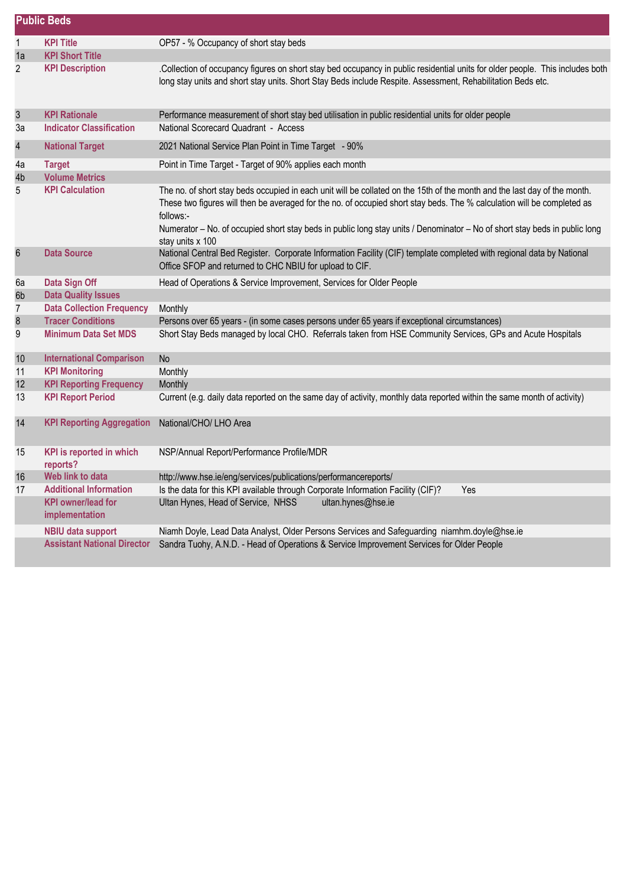## Public Beds

| | | |
|---|---|---|
| 1 | **KPI Title** | OP57 - % Occupancy of short stay beds |
| 1a | **KPI Short Title** | |
| 2 | **KPI Description** | .Collection of occupancy figures on short stay bed occupancy in public residential units for older people. This includes both long stay units and short stay units. Short Stay Beds include Respite. Assessment, Rehabilitation Beds etc. |
| 3 | **KPI Rationale** | Performance measurement of short stay bed utilisation in public residential units for older people |
| 3a | **Indicator Classification** | National Scorecard Quadrant - Access |
| 4 | **National Target** | 2021 National Service Plan Point in Time Target - 90% |
| 4a | **Target** | Point in Time Target - Target of 90% applies each month |
| 4b | **Volume Metrics** | |
| 5 | **KPI Calculation** | The no. of short stay beds occupied in each unit will be collated on the 15th of the month and the last day of the month. These two figures will then be averaged for the no. of occupied short stay beds. The % calculation will be completed as follows:- <br> Numerator – No. of occupied short stay beds in public long stay units / Denominator – No of short stay beds in public long stay units x 100 |
| 6 | **Data Source** | National Central Bed Register. Corporate Information Facility (CIF) template completed with regional data by National Office SFOP and returned to CHC NBIU for upload to CIF. |
| 6a | **Data Sign Off** | Head of Operations & Service Improvement, Services for Older People |
| 6b | **Data Quality Issues** | |
| 7 | **Data Collection Frequency** | Monthly |
| 8 | **Tracer Conditions** | Persons over 65 years - (in some cases persons under 65 years if exceptional circumstances) |
| 9 | **Minimum Data Set MDS** | Short Stay Beds managed by local CHO. Referrals taken from HSE Community Services, GPs and Acute Hospitals |
| 10 | **International Comparison** | No |
| 11 | **KPI Monitoring** | Monthly |
| 12 | **KPI Reporting Frequency** | Monthly |
| 13 | **KPI Report Period** | Current (e.g. daily data reported on the same day of activity, monthly data reported within the same month of activity) |
| 14 | **KPI Reporting Aggregation** | National/CHO/ LHO Area |
| 15 | **KPI is reported in which reports?** | NSP/Annual Report/Performance Profile/MDR |
| 16 | **Web link to data** | http://www.hse.ie/eng/services/publications/performancereports/ |
| 17 | **Additional Information** | Is the data for this KPI available through Corporate Information Facility (CIF)? Yes |
| | **KPI owner/lead for implementation** | Ultan Hynes, Head of Service, NHSS ultan.hynes@hse.ie |
| | **NBIU data support** | Niamh Doyle, Lead Data Analyst, Older Persons Services and Safeguarding niamhm.doyle@hse.ie |
| | **Assistant National Director** | Sandra Tuohy, A.N.D. - Head of Operations & Service Improvement Services for Older People |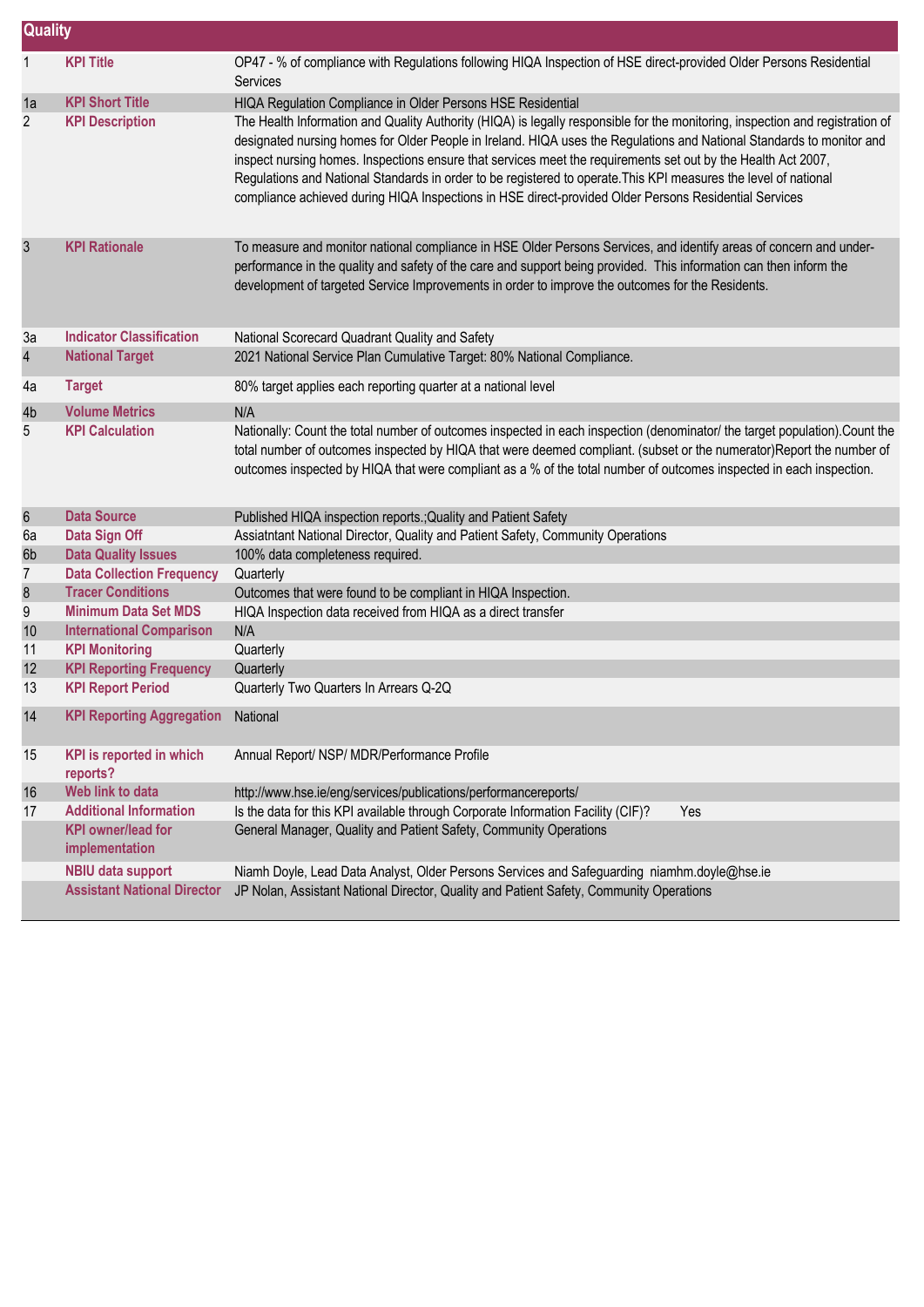| Quality | | |
|---|---|---|
| 1 | **KPI Title** | OP47 - % of compliance with Regulations following HIQA Inspection of HSE direct-provided Older Persons Residential Services |
| 1a | **KPI Short Title** | HIQA Regulation Compliance in Older Persons HSE Residential |
| 2 | **KPI Description** | The Health Information and Quality Authority (HIQA) is legally responsible for the monitoring, inspection and registration of designated nursing homes for Older People in Ireland. HIQA uses the Regulations and National Standards to monitor and inspect nursing homes. Inspections ensure that services meet the requirements set out by the Health Act 2007, Regulations and National Standards in order to be registered to operate.This KPI measures the level of national compliance achieved during HIQA Inspections in HSE direct-provided Older Persons Residential Services |
| 3 | **KPI Rationale** | To measure and monitor national compliance in HSE Older Persons Services, and identify areas of concern and under-performance in the quality and safety of the care and support being provided. This information can then inform the development of targeted Service Improvements in order to improve the outcomes for the Residents. |
| 3a | **Indicator Classification** | National Scorecard Quadrant Quality and Safety |
| 4 | **National Target** | 2021 National Service Plan Cumulative Target: 80% National Compliance. |
| 4a | **Target** | 80% target applies each reporting quarter at a national level |
| 4b | **Volume Metrics** | N/A |
| 5 | **KPI Calculation** | Nationally: Count the total number of outcomes inspected in each inspection (denominator/ the target population).Count the total number of outcomes inspected by HIQA that were deemed compliant. (subset or the numerator)Report the number of outcomes inspected by HIQA that were compliant as a % of the total number of outcomes inspected in each inspection. |
| 6 | **Data Source** | Published HIQA inspection reports.;Quality and Patient Safety |
| 6a | **Data Sign Off** | Assiatntant National Director, Quality and Patient Safety, Community Operations |
| 6b | **Data Quality Issues** | 100% data completeness required. |
| 7 | **Data Collection Frequency** | Quarterly |
| 8 | **Tracer Conditions** | Outcomes that were found to be compliant in HIQA Inspection. |
| 9 | **Minimum Data Set MDS** | HIQA Inspection data received from HIQA as a direct transfer |
| 10 | **International Comparison** | N/A |
| 11 | **KPI Monitoring** | Quarterly |
| 12 | **KPI Reporting Frequency** | Quarterly |
| 13 | **KPI Report Period** | Quarterly Two Quarters In Arrears Q-2Q |
| 14 | **KPI Reporting Aggregation** | National |
| 15 | **KPI is reported in which reports?** | Annual Report/ NSP/ MDR/Performance Profile |
| 16 | **Web link to data** | http://www.hse.ie/eng/services/publications/performancereports/ |
| 17 | **Additional Information** | Is the data for this KPI available through Corporate Information Facility (CIF)? Yes |
| | **KPI owner/lead for implementation** | General Manager, Quality and Patient Safety, Community Operations |
| | **NBIU data support** | Niamh Doyle, Lead Data Analyst, Older Persons Services and Safeguarding niamhm.doyle@hse.ie |
| | **Assistant National Director** | JP Nolan, Assistant National Director, Quality and Patient Safety, Community Operations |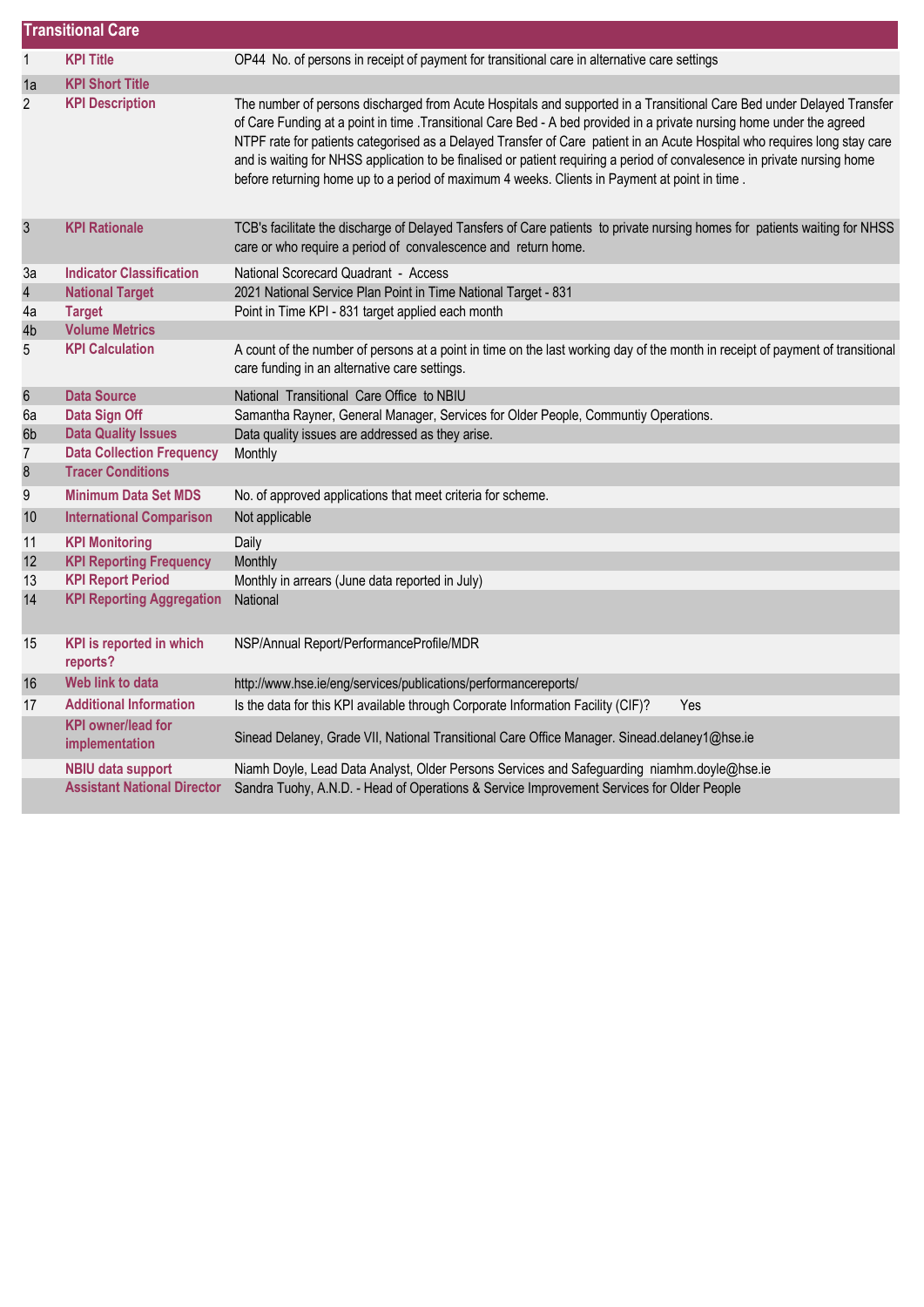## Transitional Care

| | | |
|---|---|---|
| 1 | **KPI Title** | OP44 No. of persons in receipt of payment for transitional care in alternative care settings |
| 1a | **KPI Short Title** | |
| 2 | **KPI Description** | The number of persons discharged from Acute Hospitals and supported in a Transitional Care Bed under Delayed Transfer of Care Funding at a point in time .Transitional Care Bed - A bed provided in a private nursing home under the agreed NTPF rate for patients categorised as a Delayed Transfer of Care patient in an Acute Hospital who requires long stay care and is waiting for NHSS application to be finalised or patient requiring a period of convalesence in private nursing home before returning home up to a period of maximum 4 weeks. Clients in Payment at point in time . |
| 3 | **KPI Rationale** | TCB's facilitate the discharge of Delayed Tansfers of Care patients to private nursing homes for patients waiting for NHSS care or who require a period of convalescence and return home. |
| 3a | **Indicator Classification** | National Scorecard Quadrant - Access |
| 4 | **National Target** | 2021 National Service Plan Point in Time National Target - 831 |
| 4a | **Target** | Point in Time KPI - 831 target applied each month |
| 4b | **Volume Metrics** | |
| 5 | **KPI Calculation** | A count of the number of persons at a point in time on the last working day of the month in receipt of payment of transitional care funding in an alternative care settings. |
| 6 | **Data Source** | National Transitional Care Office to NBIU |
| 6a | **Data Sign Off** | Samantha Rayner, General Manager, Services for Older People, Communtiy Operations. |
| 6b | **Data Quality Issues** | Data quality issues are addressed as they arise. |
| 7 | **Data Collection Frequency** | Monthly |
| 8 | **Tracer Conditions** | |
| 9 | **Minimum Data Set MDS** | No. of approved applications that meet criteria for scheme. |
| 10 | **International Comparison** | Not applicable |
| 11 | **KPI Monitoring** | Daily |
| 12 | **KPI Reporting Frequency** | Monthly |
| 13 | **KPI Report Period** | Monthly in arrears (June data reported in July) |
| 14 | **KPI Reporting Aggregation** | National |
| 15 | **KPI is reported in which reports?** | NSP/Annual Report/PerformanceProfile/MDR |
| 16 | **Web link to data** | http://www.hse.ie/eng/services/publications/performancereports/ |
| 17 | **Additional Information** | Is the data for this KPI available through Corporate Information Facility (CIF)? Yes |
| | **KPI owner/lead for implementation** | Sinead Delaney, Grade VII, National Transitional Care Office Manager. Sinead.delaney1@hse.ie |
| | **NBIU data support** | Niamh Doyle, Lead Data Analyst, Older Persons Services and Safeguarding niamhm.doyle@hse.ie |
| | **Assistant National Director** | Sandra Tuohy, A.N.D. - Head of Operations & Service Improvement Services for Older People |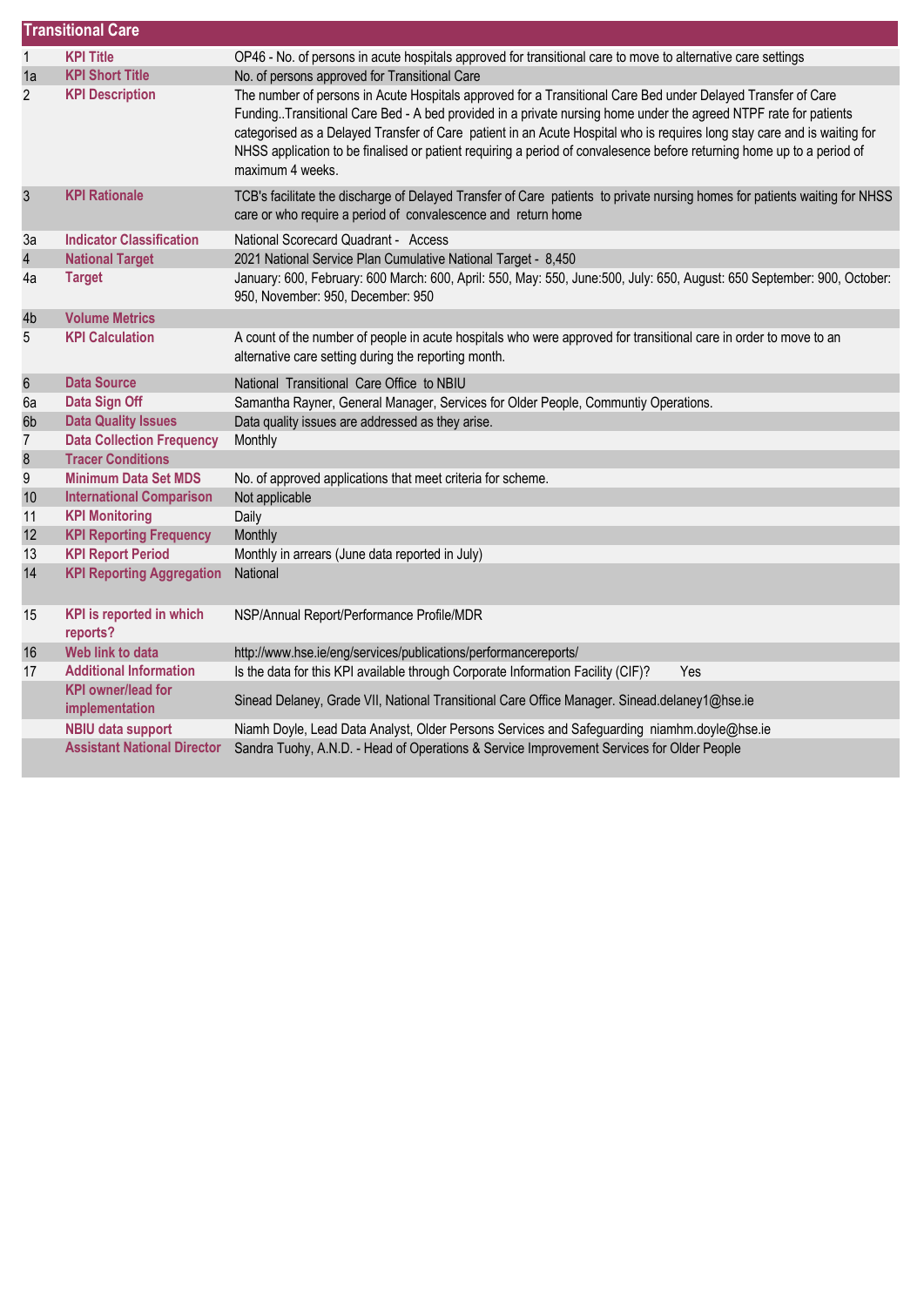| Transitional Care | | |
|---|---|---|
| 1 | **KPI Title** | OP46 - No. of persons in acute hospitals approved for transitional care to move to alternative care settings |
| 1a | **KPI Short Title** | No. of persons approved for Transitional Care |
| 2 | **KPI Description** | The number of persons in Acute Hospitals approved for a Transitional Care Bed under Delayed Transfer of Care Funding..Transitional Care Bed - A bed provided in a private nursing home under the agreed NTPF rate for patients categorised as a Delayed Transfer of Care patient in an Acute Hospital who is requires long stay care and is waiting for NHSS application to be finalised or patient requiring a period of convalesence before returning home up to a period of maximum 4 weeks. |
| 3 | **KPI Rationale** | TCB's facilitate the discharge of Delayed Transfer of Care patients to private nursing homes for patients waiting for NHSS care or who require a period of convalescence and return home |
| 3a | **Indicator Classification** | National Scorecard Quadrant - Access |
| 4 | **National Target** | 2021 National Service Plan Cumulative National Target - 8,450 |
| 4a | **Target** | January: 600, February: 600 March: 600, April: 550, May: 550, June:500, July: 650, August: 650 September: 900, October: 950, November: 950, December: 950 |
| 4b | **Volume Metrics** | |
| 5 | **KPI Calculation** | A count of the number of people in acute hospitals who were approved for transitional care in order to move to an alternative care setting during the reporting month. |
| 6 | **Data Source** | National Transitional Care Office to NBIU |
| 6a | **Data Sign Off** | Samantha Rayner, General Manager, Services for Older People, Communtiy Operations. |
| 6b | **Data Quality Issues** | Data quality issues are addressed as they arise. |
| 7 | **Data Collection Frequency** | Monthly |
| 8 | **Tracer Conditions** | |
| 9 | **Minimum Data Set MDS** | No. of approved applications that meet criteria for scheme. |
| 10 | **International Comparison** | Not applicable |
| 11 | **KPI Monitoring** | Daily |
| 12 | **KPI Reporting Frequency** | Monthly |
| 13 | **KPI Report Period** | Monthly in arrears (June data reported in July) |
| 14 | **KPI Reporting Aggregation** | National |
| 15 | **KPI is reported in which reports?** | NSP/Annual Report/Performance Profile/MDR |
| 16 | **Web link to data** | http://www.hse.ie/eng/services/publications/performancereports/ |
| 17 | **Additional Information** | Is the data for this KPI available through Corporate Information Facility (CIF)? Yes |
| | **KPI owner/lead for implementation** | Sinead Delaney, Grade VII, National Transitional Care Office Manager. Sinead.delaney1@hse.ie |
| | **NBIU data support** | Niamh Doyle, Lead Data Analyst, Older Persons Services and Safeguarding niamhm.doyle@hse.ie |
| | **Assistant National Director** | Sandra Tuohy, A.N.D. - Head of Operations & Service Improvement Services for Older People |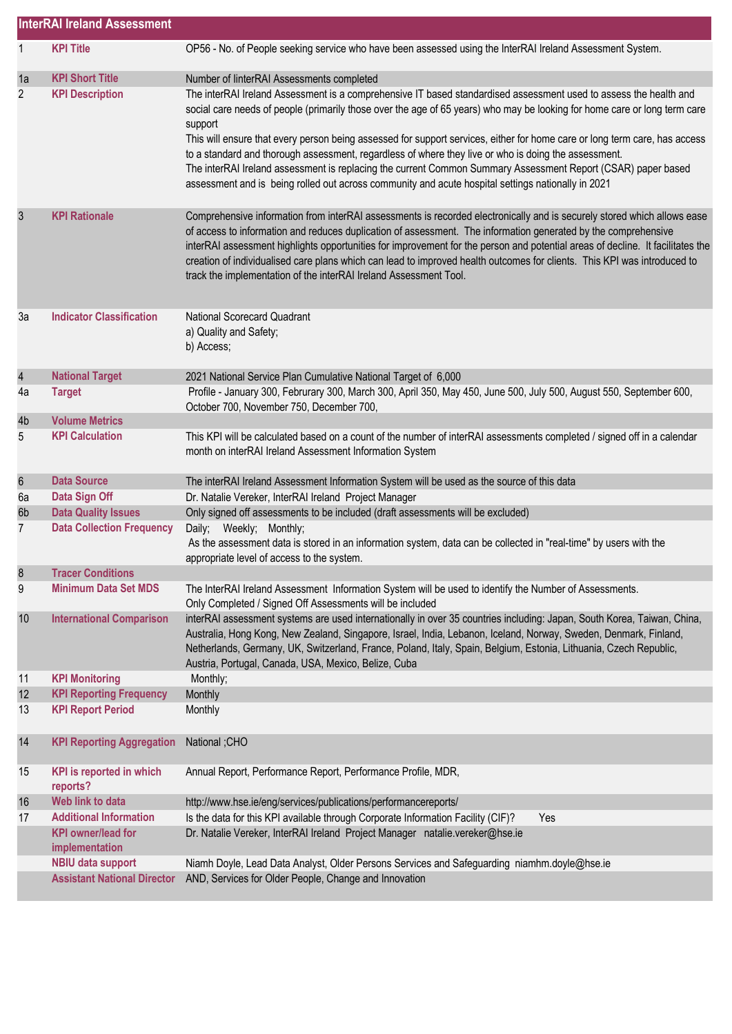| InterRAI Ireland Assessment | | |
|---|---|---|
| 1 | **KPI Title** | OP56 - No. of People seeking service who have been assessed using the InterRAI Ireland Assessment System. |
| 1a | **KPI Short Title** | Number of IinterRAI Assessments completed |
| 2 | **KPI Description** | The interRAI Ireland Assessment is a comprehensive IT based standardised assessment used to assess the health and social care needs of people (primarily those over the age of 65 years) who may be looking for home care or long term care support<br>This will ensure that every person being assessed for support services, either for home care or long term care, has access to a standard and thorough assessment, regardless of where they live or who is doing the assessment.<br>The interRAI Ireland assessment is replacing the current Common Summary Assessment Report (CSAR) paper based assessment and is being rolled out across community and acute hospital settings nationally in 2021 |
| 3 | **KPI Rationale** | Comprehensive information from interRAI assessments is recorded electronically and is securely stored which allows ease of access to information and reduces duplication of assessment. The information generated by the comprehensive interRAI assessment highlights opportunities for improvement for the person and potential areas of decline. It facilitates the creation of individualised care plans which can lead to improved health outcomes for clients. This KPI was introduced to track the implementation of the interRAI Ireland Assessment Tool. |
| 3a | **Indicator Classification** | National Scorecard Quadrant<br>a) Quality and Safety;<br>b) Access; |
| 4 | **National Target** | 2021 National Service Plan Cumulative National Target of 6,000 |
| 4a | **Target** | Profile - January 300, Februrary 300, March 300, April 350, May 450, June 500, July 500, August 550, September 600, October 700, November 750, December 700, |
| 4b | **Volume Metrics** | |
| 5 | **KPI Calculation** | This KPI will be calculated based on a count of the number of interRAI assessments completed / signed off in a calendar month on interRAI Ireland Assessment Information System |
| 6 | **Data Source** | The interRAI Ireland Assessment Information System will be used as the source of this data |
| 6a | **Data Sign Off** | Dr. Natalie Vereker, InterRAI Ireland Project Manager |
| 6b | **Data Quality Issues** | Only signed off assessments to be included (draft assessments will be excluded) |
| 7 | **Data Collection Frequency** | Daily; Weekly; Monthly;<br>As the assessment data is stored in an information system, data can be collected in "real-time" by users with the appropriate level of access to the system. |
| 8 | **Tracer Conditions** | |
| 9 | **Minimum Data Set MDS** | The InterRAI Ireland Assessment Information System will be used to identify the Number of Assessments.<br>Only Completed / Signed Off Assessments will be included |
| 10 | **International Comparison** | interRAI assessment systems are used internationally in over 35 countries including: Japan, South Korea, Taiwan, China, Australia, Hong Kong, New Zealand, Singapore, Israel, India, Lebanon, Iceland, Norway, Sweden, Denmark, Finland, Netherlands, Germany, UK, Switzerland, France, Poland, Italy, Spain, Belgium, Estonia, Lithuania, Czech Republic, Austria, Portugal, Canada, USA, Mexico, Belize, Cuba |
| 11 | **KPI Monitoring** | Monthly; |
| 12 | **KPI Reporting Frequency** | Monthly |
| 13 | **KPI Report Period** | Monthly |
| 14 | **KPI Reporting Aggregation** | National ;CHO |
| 15 | **KPI is reported in which reports?** | Annual Report, Performance Report, Performance Profile, MDR, |
| 16 | **Web link to data** | http://www.hse.ie/eng/services/publications/performancereports/ |
| 17 | **Additional Information** | Is the data for this KPI available through Corporate Information Facility (CIF)? Yes |
| | **KPI owner/lead for implementation** | Dr. Natalie Vereker, InterRAI Ireland Project Manager natalie.vereker@hse.ie |
| | **NBIU data support** | Niamh Doyle, Lead Data Analyst, Older Persons Services and Safeguarding niamhm.doyle@hse.ie |
| | **Assistant National Director** | AND, Services for Older People, Change and Innovation |